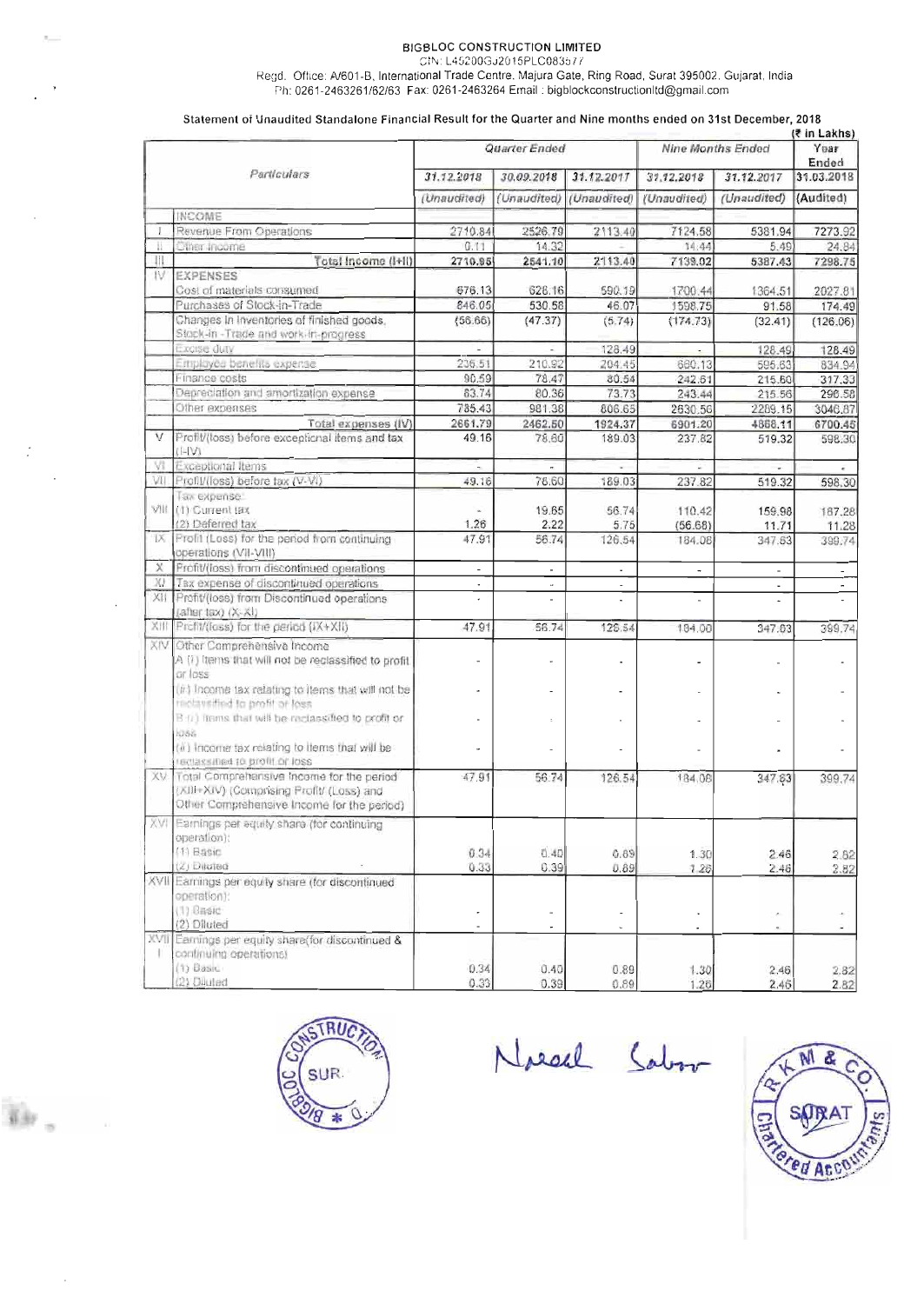**BIGBLOC CONSTRUCTION LIMITED**

CIN: L45200GJ2015PLC083577

Regd. Office: A/601-B, International Trade Centre, Majura Gate, Ring Road, Surat 395002, Gujarat, India

Ph: 0261-2463261/62/63 Fax: 0261-2463264 Email : bigblockconstructionltd@gmail.com

**Statement of Unaudited Standalone Financial Result for the Quarter and Nine months ended on 31st December, 2018**

(₹ in Lakhs)

| | Particulars | Quarter Ended | | | Nine Months Ended | | Year Ended |
|---|---|---|---|---|---|---|---|
| | | 31.12.2018 | 30.09.2018 | 31.12.2017 | 31.12.2018 | 31.12.2017 | 31.03.2018 |
| | | (Unaudited) | (Unaudited) | (Unaudited) | (Unaudited) | (Unaudited) | (Audited) |
| | INCOME | | | | | | |
| I | Revenue From Operations | 2710.84 | 2526.79 | 2113.40 | 7124.58 | 5381.94 | 7273.92 |
| II | Other Income | 0.11 | 14.32 | - | 14.44 | 5.49 | 24.84 |
| III | Total Income (I+II) | 2710.95 | 2541.10 | 2113.40 | 7139.02 | 5387.43 | 7298.75 |
| IV | EXPENSES | | | | | | |
| | Cost of materials consumed | 676.13 | 628.16 | 590.19 | 1700.44 | 1364.51 | 2027.81 |
| | Purchases of Stock-in-Trade | 846.05 | 530.58 | 46.07 | 1598.75 | 91.58 | 174.49 |
| | Changes in inventories of finished goods, Stock-in -Trade and work-in-progress | (56.66) | (47.37) | (5.74) | (174.73) | (32.41) | (126.06) |
| | Excise duty | - | - | 128.49 | - | 128.49 | 128.49 |
| | Employee benefits expense | 226.51 | 210.92 | 204.45 | 660.13 | 595.63 | 834.94 |
| | Finance costs | 90.59 | 78.47 | 80.54 | 242.61 | 215.60 | 317.33 |
| | Depreciation and amortization expense | 83.74 | 80.36 | 73.73 | 243.44 | 215.56 | 296.58 |
| | Other expenses | 785.43 | 981.38 | 806.65 | 2630.56 | 2289.15 | 3046.87 |
| | Total expenses (IV) | 2661.79 | 2462.50 | 1924.37 | 6901.20 | 4868.11 | 6700.45 |
| V | Profit/(loss) before exceptional items and tax (I-IV) | 49.16 | 78.60 | 189.03 | 237.82 | 519.32 | 598.30 |
| VI | Exceptional Items | - | - | - | - | - | - |
| VII | Profit/(loss) before tax (V-VI) | 49.16 | 78.60 | 189.03 | 237.82 | 519.32 | 598.30 |
| VIII | Tax expense: | | | | | | |
| | (1) Current tax | - | 19.65 | 56.74 | 110.42 | 159.98 | 187.28 |
| | (2) Deferred tax | 1.26 | 2.22 | 5.75 | (56.68) | 11.71 | 11.28 |
| IX | Profit (Loss) for the period from continuing operations (VII-VIII) | 47.91 | 56.74 | 126.54 | 184.08 | 347.63 | 399.74 |
| X | Profit/(loss) from discontinued operations | - | - | - | - | - | - |
| XI | Tax expense of discontinued operations | - | - | - | - | - | - |
| XII | Profit/(loss) from Discontinued operations (after tax) (X-XI) | - | - | - | - | - | - |
| XIII | Profit/(loss) for the period (IX+XII) | 47.91 | 56.74 | 126.54 | 184.08 | 347.63 | 399.74 |
| XIV | Other Comprehensive Income | | | | | | |
| | A (i) Items that will not be reclassified to profit or loss | - | - | - | - | - | - |
| | (ii) Income tax relating to items that will not be reclassified to profit or loss | - | - | - | - | - | - |
| | B (i) Items that will be reclassified to profit or loss | - | - | - | - | - | - |
| | (ii) Income tax relating to items that will be reclassified to profit or loss | - | - | - | - | - | - |
| XV | Total Comprehensive Income for the period (XIII+XIV) (Comprising Profit/ (Loss) and Other Comprehensive Income for the period) | 47.91 | 56.74 | 126.54 | 184.08 | 347.63 | 399.74 |
| XVI | Earnings per equity share (for continuing operation): | | | | | | |
| | (1) Basic | 0.34 | 0.40 | 0.89 | 1.30 | 2.46 | 2.82 |
| | (2) Diluted | 0.33 | 0.39 | 0.89 | 1.26 | 2.46 | 2.82 |
| XVII | Earnings per equity share (for discontinued operation): | | | | | | |
| | (1) Basic | - | - | - | - | - | - |
| | (2) Diluted | - | - | - | - | - | - |
| XVIII | Earnings per equity share(for discontinued & continuing operations) | | | | | | |
| | (1) Basic | 0.34 | 0.40 | 0.89 | 1.30 | 2.46 | 2.82 |
| | (2) Diluted | 0.33 | 0.39 | 0.89 | 1.26 | 2.46 | 2.82 |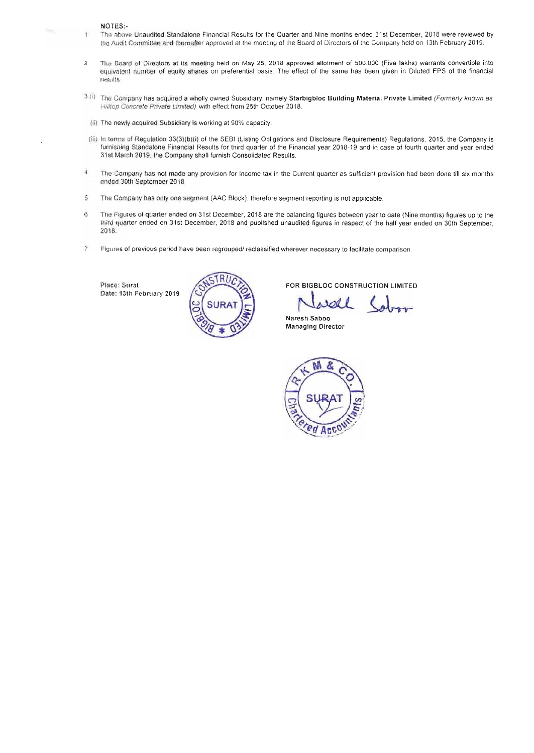NOTES:-

1. The above Unaudited Standalone Financial Results for the Quarter and Nine months ended 31st December, 2018 were reviewed by the Audit Committee and thereafter approved at the meeting of the Board of Directors of the Company held on 13th February 2019.

2. The Board of Directors at its meeting held on May 25, 2018 approved allotment of 500,000 (Five lakhs) warrants convertible into equivalent number of equity shares on preferential basis. The effect of the same has been given in Diluted EPS of the financial results.

3. (i) The Company has acquired a wholly owned Subsidiary, namely **Starbigbloc Building Material Private Limited** *(Formerly known as Hilltop Concrete Private Limited)* with effect from 25th October 2018.

   (ii) The newly acquired Subsidiary is working at 90% capacity.

   (iii) In terms of Regulation 33(3)(b)(i) of the SEBI (Listing Obligations and Disclosure Requirements) Regulations, 2015, the Company is furnishing Standalone Financial Results for third quarter of the Financial year 2018-19 and in case of fourth quarter and year ended 31st March 2019, the Company shall furnish Consolidated Results.

4. The Company has not made any provision for Income tax in the Current quarter as sufficient provision had been done till six months ended 30th September 2018

5. The Company has only one segment (AAC Block), therefore segment reporting is not applicable.

6. The Figures of quarter ended on 31st December, 2018 are the balancing figures between year to date (Nine months) figures up to the third quarter ended on 31st December, 2018 and published unaudited figures in respect of the half year ended on 30th September, 2018.

7. Figures of previous period have been regrouped/ reclassified wherever necessary to facilitate comparison.

Place: Surat
Date: 13th February 2019

FOR BIGBLOC CONSTRUCTION LIMITED

Naresh Saboo
Managing Director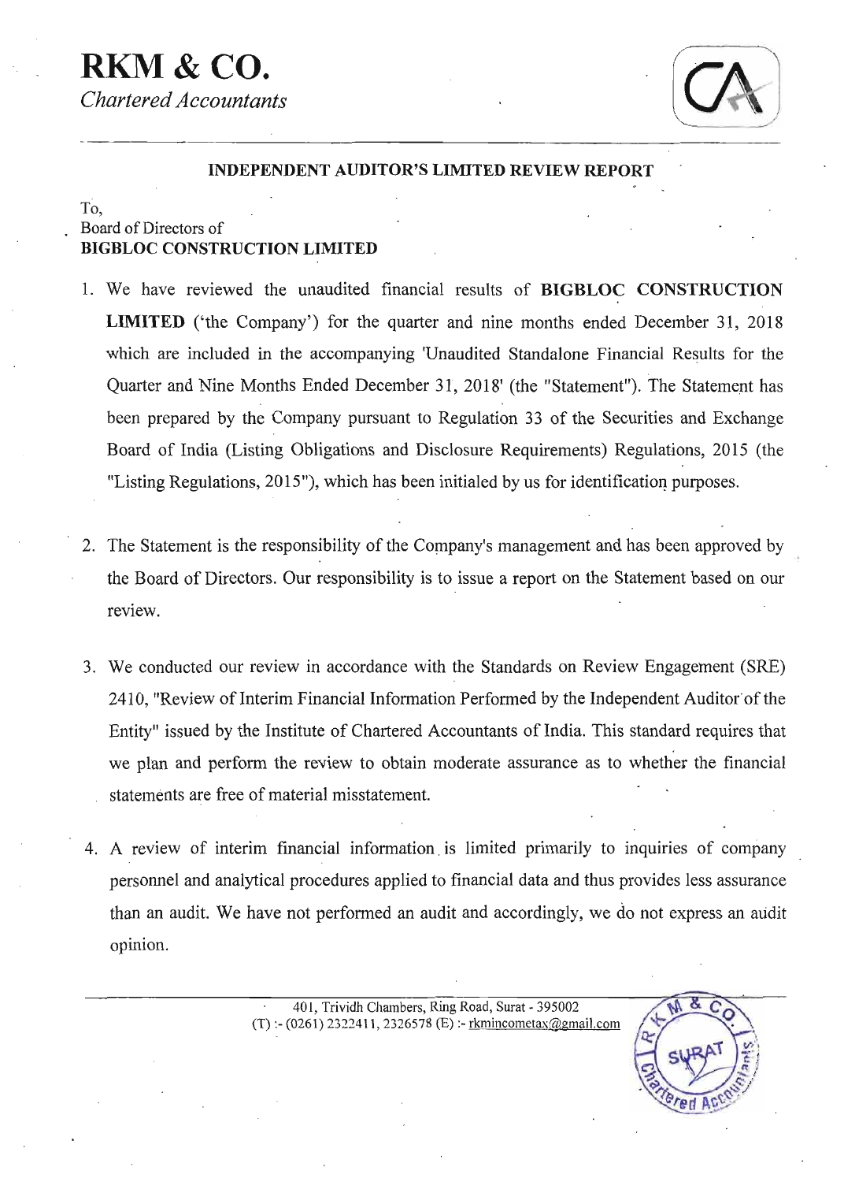# RKM & CO.

*Chartered Accountants*

---

**INDEPENDENT AUDITOR'S LIMITED REVIEW REPORT**

To,
Board of Directors of
**BIGBLOC CONSTRUCTION LIMITED**

1. We have reviewed the unaudited financial results of **BIGBLOC CONSTRUCTION LIMITED** ('the Company') for the quarter and nine months ended December 31, 2018 which are included in the accompanying 'Unaudited Standalone Financial Results for the Quarter and Nine Months Ended December 31, 2018' (the "Statement"). The Statement has been prepared by the Company pursuant to Regulation 33 of the Securities and Exchange Board of India (Listing Obligations and Disclosure Requirements) Regulations, 2015 (the "Listing Regulations, 2015"), which has been initialed by us for identification purposes.

2. The Statement is the responsibility of the Company's management and has been approved by the Board of Directors. Our responsibility is to issue a report on the Statement based on our review.

3. We conducted our review in accordance with the Standards on Review Engagement (SRE) 2410, "Review of Interim Financial Information Performed by the Independent Auditor of the Entity" issued by the Institute of Chartered Accountants of India. This standard requires that we plan and perform the review to obtain moderate assurance as to whether the financial statements are free of material misstatement.

4. A review of interim financial information is limited primarily to inquiries of company personnel and analytical procedures applied to financial data and thus provides less assurance than an audit. We have not performed an audit and accordingly, we do not express an audit opinion.

---

401, Trividh Chambers, Ring Road, Surat - 395002
(T) :- (0261) 2322411, 2326578 (E) :- rkmincometax@gmail.com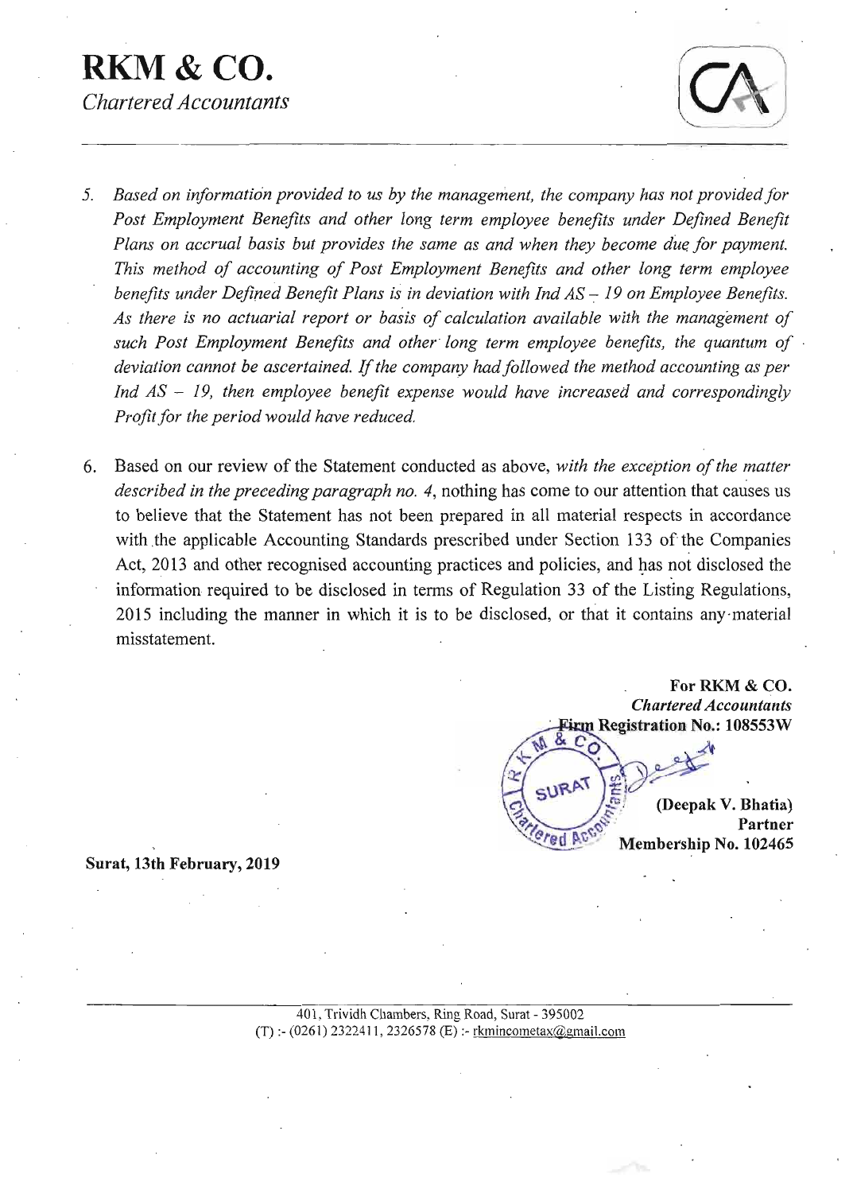# RKM & CO.

*Chartered Accountants*

5. *Based on information provided to us by the management, the company has not provided for Post Employment Benefits and other long term employee benefits under Defined Benefit Plans on accrual basis but provides the same as and when they become due for payment. This method of accounting of Post Employment Benefits and other long term employee benefits under Defined Benefit Plans is in deviation with Ind AS – 19 on Employee Benefits. As there is no actuarial report or basis of calculation available with the management of such Post Employment Benefits and other long term employee benefits, the quantum of deviation cannot be ascertained. If the company had followed the method accounting as per Ind AS – 19, then employee benefit expense would have increased and correspondingly Profit for the period would have reduced.*

6. Based on our review of the Statement conducted as above, *with the exception of the matter described in the preceding paragraph no. 4*, nothing has come to our attention that causes us to believe that the Statement has not been prepared in all material respects in accordance with the applicable Accounting Standards prescribed under Section 133 of the Companies Act, 2013 and other recognised accounting practices and policies, and has not disclosed the information required to be disclosed in terms of Regulation 33 of the Listing Regulations, 2015 including the manner in which it is to be disclosed, or that it contains any material misstatement.

**For RKM & CO.**
***Chartered Accountants***
**Firm Registration No.: 108553W**

**(Deepak V. Bhatia)**
**Partner**
**Membership No. 102465**

**Surat, 13th February, 2019**

401, Trividh Chambers, Ring Road, Surat - 395002
(T) :- (0261) 2322411, 2326578 (E) :- rkmincometax@gmail.com